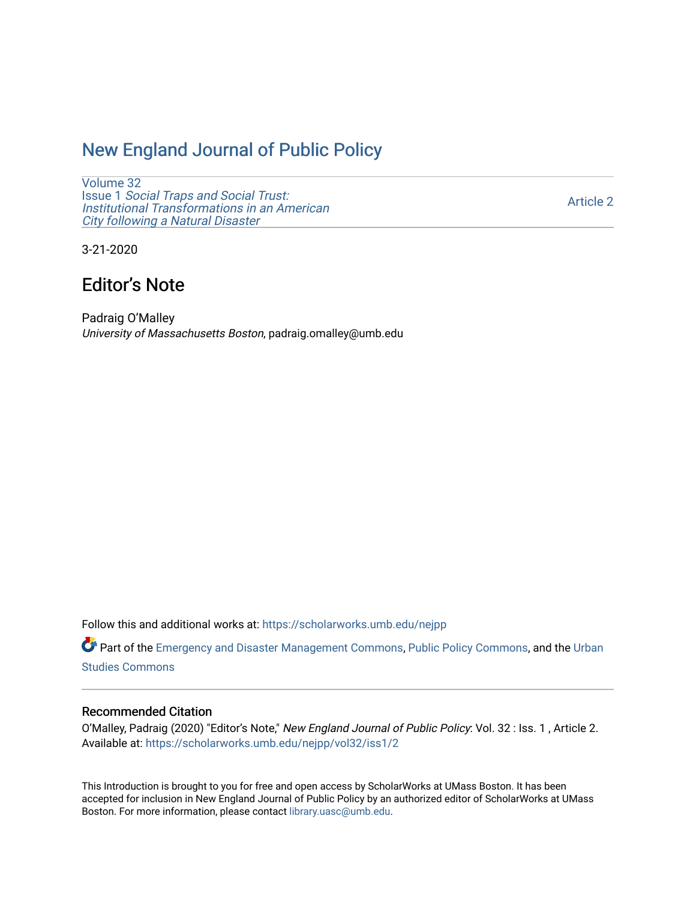# New England Journal of Public Policy

Volume 32
Issue 1 *Social Traps and Social Trust: Institutional Transformations in an American City following a Natural Disaster*

Article 2

3-21-2020

## Editor's Note

Padraig O'Malley
*University of Massachusetts Boston*, padraig.omalley@umb.edu

Follow this and additional works at: https://scholarworks.umb.edu/nejpp

Part of the Emergency and Disaster Management Commons, Public Policy Commons, and the Urban Studies Commons

### Recommended Citation

O'Malley, Padraig (2020) "Editor's Note," *New England Journal of Public Policy*: Vol. 32 : Iss. 1 , Article 2.
Available at: https://scholarworks.umb.edu/nejpp/vol32/iss1/2

This Introduction is brought to you for free and open access by ScholarWorks at UMass Boston. It has been accepted for inclusion in New England Journal of Public Policy by an authorized editor of ScholarWorks at UMass Boston. For more information, please contact library.uasc@umb.edu.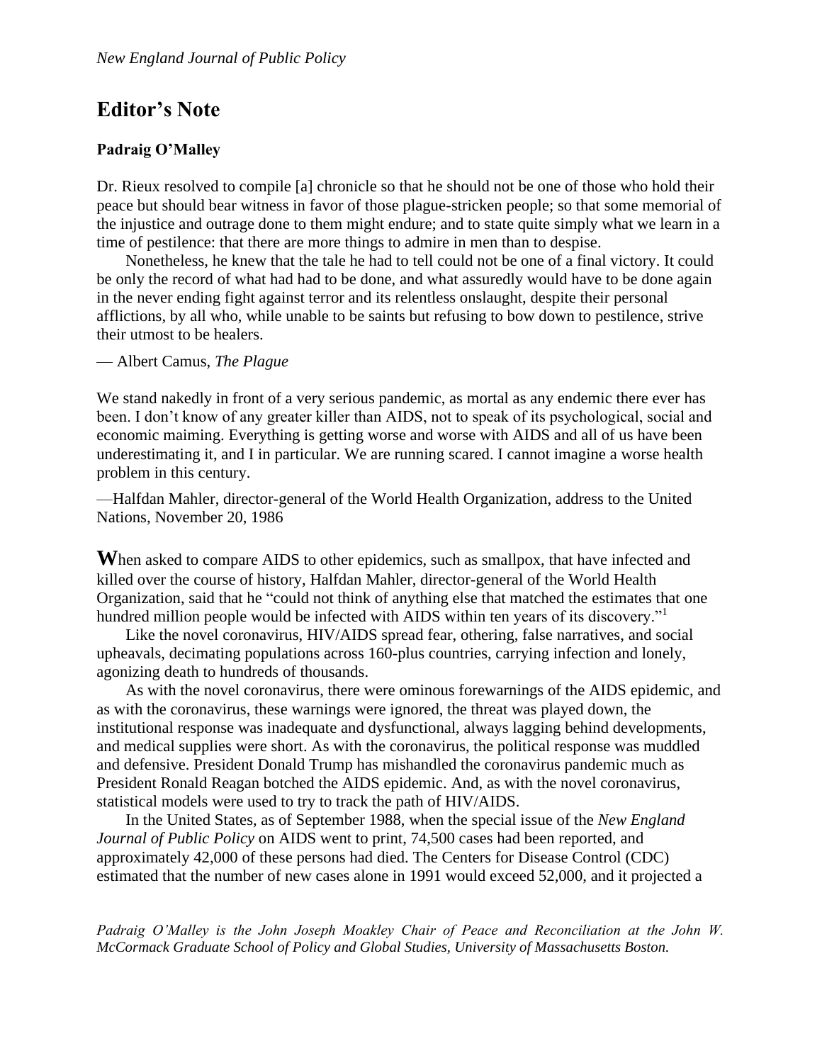## Editor's Note

### Padraig O'Malley

Dr. Rieux resolved to compile [a] chronicle so that he should not be one of those who hold their peace but should bear witness in favor of those plague-stricken people; so that some memorial of the injustice and outrage done to them might endure; and to state quite simply what we learn in a time of pestilence: that there are more things to admire in men than to despise.

Nonetheless, he knew that the tale he had to tell could not be one of a final victory. It could be only the record of what had had to be done, and what assuredly would have to be done again in the never ending fight against terror and its relentless onslaught, despite their personal afflictions, by all who, while unable to be saints but refusing to bow down to pestilence, strive their utmost to be healers.

— Albert Camus, *The Plague*

We stand nakedly in front of a very serious pandemic, as mortal as any endemic there ever has been. I don't know of any greater killer than AIDS, not to speak of its psychological, social and economic maiming. Everything is getting worse and worse with AIDS and all of us have been underestimating it, and I in particular. We are running scared. I cannot imagine a worse health problem in this century.

—Halfdan Mahler, director-general of the World Health Organization, address to the United Nations, November 20, 1986

**W**hen asked to compare AIDS to other epidemics, such as smallpox, that have infected and killed over the course of history, Halfdan Mahler, director-general of the World Health Organization, said that he "could not think of anything else that matched the estimates that one hundred million people would be infected with AIDS within ten years of its discovery."[1]

Like the novel coronavirus, HIV/AIDS spread fear, othering, false narratives, and social upheavals, decimating populations across 160-plus countries, carrying infection and lonely, agonizing death to hundreds of thousands.

As with the novel coronavirus, there were ominous forewarnings of the AIDS epidemic, and as with the coronavirus, these warnings were ignored, the threat was played down, the institutional response was inadequate and dysfunctional, always lagging behind developments, and medical supplies were short. As with the coronavirus, the political response was muddled and defensive. President Donald Trump has mishandled the coronavirus pandemic much as President Ronald Reagan botched the AIDS epidemic. And, as with the novel coronavirus, statistical models were used to try to track the path of HIV/AIDS.

In the United States, as of September 1988, when the special issue of the *New England Journal of Public Policy* on AIDS went to print, 74,500 cases had been reported, and approximately 42,000 of these persons had died. The Centers for Disease Control (CDC) estimated that the number of new cases alone in 1991 would exceed 52,000, and it projected a

*Padraig O'Malley is the John Joseph Moakley Chair of Peace and Reconciliation at the John W. McCormack Graduate School of Policy and Global Studies, University of Massachusetts Boston.*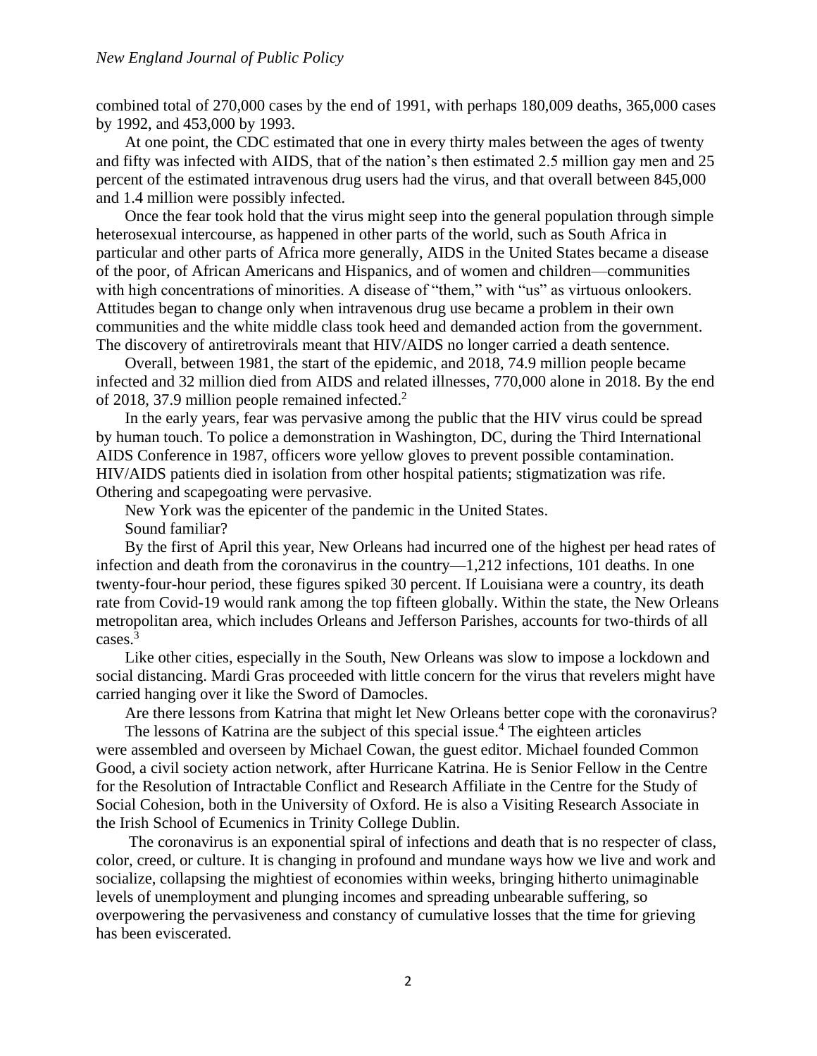combined total of 270,000 cases by the end of 1991, with perhaps 180,009 deaths, 365,000 cases by 1992, and 453,000 by 1993.

At one point, the CDC estimated that one in every thirty males between the ages of twenty and fifty was infected with AIDS, that of the nation's then estimated 2.5 million gay men and 25 percent of the estimated intravenous drug users had the virus, and that overall between 845,000 and 1.4 million were possibly infected.

Once the fear took hold that the virus might seep into the general population through simple heterosexual intercourse, as happened in other parts of the world, such as South Africa in particular and other parts of Africa more generally, AIDS in the United States became a disease of the poor, of African Americans and Hispanics, and of women and children—communities with high concentrations of minorities. A disease of "them," with "us" as virtuous onlookers. Attitudes began to change only when intravenous drug use became a problem in their own communities and the white middle class took heed and demanded action from the government. The discovery of antiretrovirals meant that HIV/AIDS no longer carried a death sentence.

Overall, between 1981, the start of the epidemic, and 2018, 74.9 million people became infected and 32 million died from AIDS and related illnesses, 770,000 alone in 2018. By the end of 2018, 37.9 million people remained infected.[2]

In the early years, fear was pervasive among the public that the HIV virus could be spread by human touch. To police a demonstration in Washington, DC, during the Third International AIDS Conference in 1987, officers wore yellow gloves to prevent possible contamination. HIV/AIDS patients died in isolation from other hospital patients; stigmatization was rife. Othering and scapegoating were pervasive.

New York was the epicenter of the pandemic in the United States.

Sound familiar?

By the first of April this year, New Orleans had incurred one of the highest per head rates of infection and death from the coronavirus in the country—1,212 infections, 101 deaths. In one twenty-four-hour period, these figures spiked 30 percent. If Louisiana were a country, its death rate from Covid-19 would rank among the top fifteen globally. Within the state, the New Orleans metropolitan area, which includes Orleans and Jefferson Parishes, accounts for two-thirds of all cases.[3]

Like other cities, especially in the South, New Orleans was slow to impose a lockdown and social distancing. Mardi Gras proceeded with little concern for the virus that revelers might have carried hanging over it like the Sword of Damocles.

Are there lessons from Katrina that might let New Orleans better cope with the coronavirus?

The lessons of Katrina are the subject of this special issue.[4] The eighteen articles were assembled and overseen by Michael Cowan, the guest editor. Michael founded Common Good, a civil society action network, after Hurricane Katrina. He is Senior Fellow in the Centre for the Resolution of Intractable Conflict and Research Affiliate in the Centre for the Study of Social Cohesion, both in the University of Oxford. He is also a Visiting Research Associate in the Irish School of Ecumenics in Trinity College Dublin.

The coronavirus is an exponential spiral of infections and death that is no respecter of class, color, creed, or culture. It is changing in profound and mundane ways how we live and work and socialize, collapsing the mightiest of economies within weeks, bringing hitherto unimaginable levels of unemployment and plunging incomes and spreading unbearable suffering, so overpowering the pervasiveness and constancy of cumulative losses that the time for grieving has been eviscerated.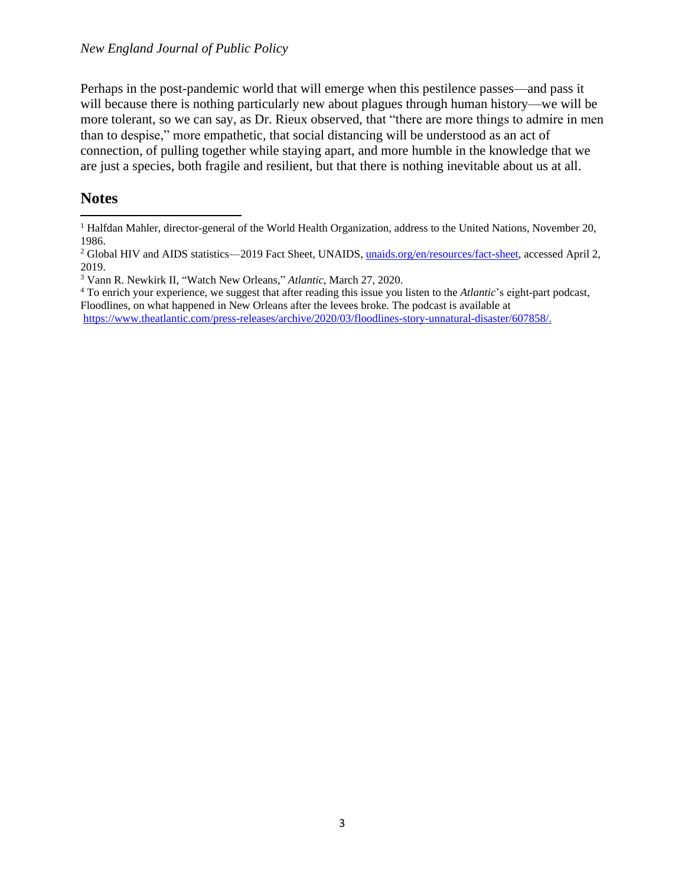Perhaps in the post-pandemic world that will emerge when this pestilence passes—and pass it will because there is nothing particularly new about plagues through human history—we will be more tolerant, so we can say, as Dr. Rieux observed, that "there are more things to admire in men than to despise," more empathetic, that social distancing will be understood as an act of connection, of pulling together while staying apart, and more humble in the knowledge that we are just a species, both fragile and resilient, but that there is nothing inevitable about us at all.

## Notes

[1] Halfdan Mahler, director-general of the World Health Organization, address to the United Nations, November 20, 1986.

[2] Global HIV and AIDS statistics—2019 Fact Sheet, UNAIDS, unaids.org/en/resources/fact-sheet, accessed April 2, 2019.

[3] Vann R. Newkirk II, "Watch New Orleans," *Atlantic*, March 27, 2020.

[4] To enrich your experience, we suggest that after reading this issue you listen to the *Atlantic*'s eight-part podcast, Floodlines, on what happened in New Orleans after the levees broke. The podcast is available at https://www.theatlantic.com/press-releases/archive/2020/03/floodlines-story-unnatural-disaster/607858/.